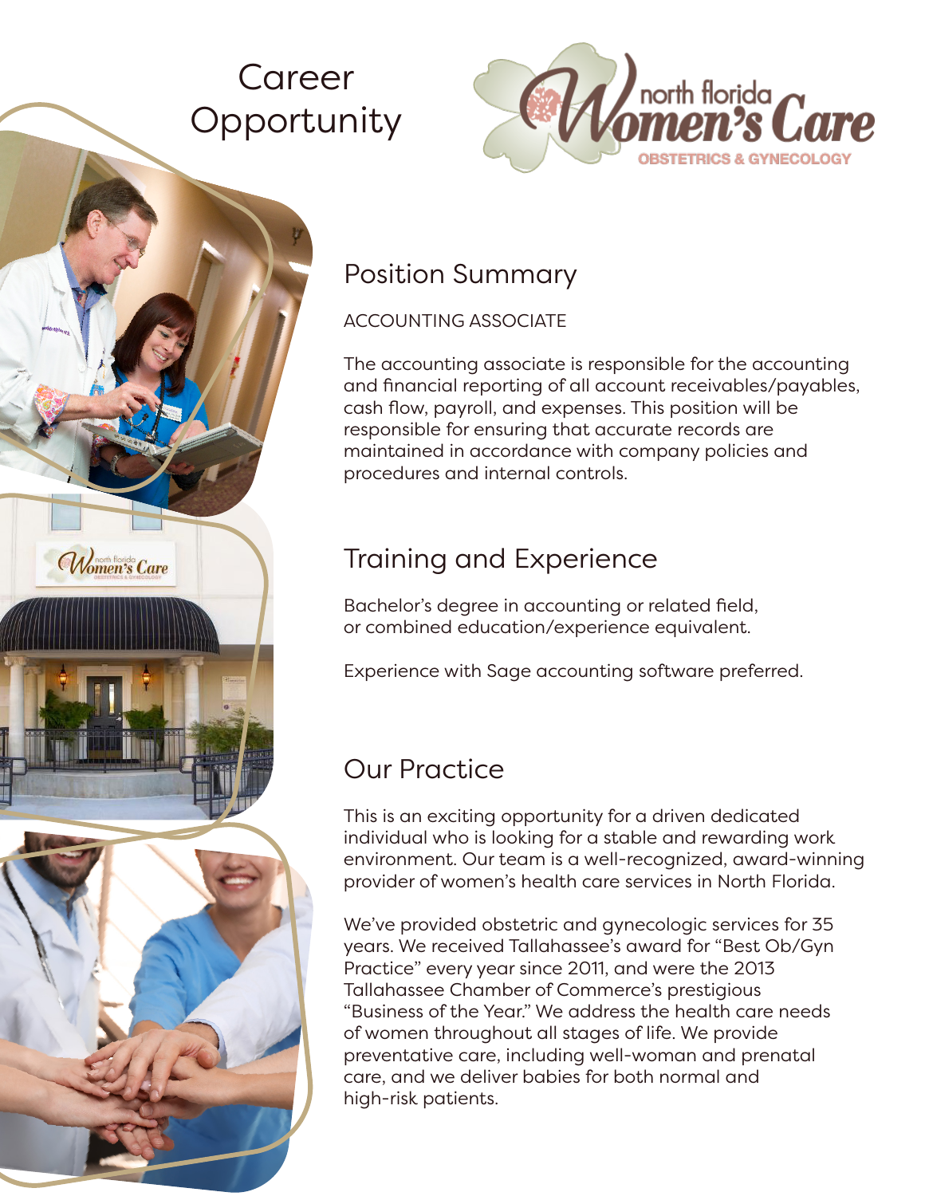# Career Opportunity

north florida Women's Care
OBSTETRICS & GYNECOLOGY

## Position Summary

ACCOUNTING ASSOCIATE

The accounting associate is responsible for the accounting and financial reporting of all account receivables/payables, cash flow, payroll, and expenses. This position will be responsible for ensuring that accurate records are maintained in accordance with company policies and procedures and internal controls.

## Training and Experience

Bachelor's degree in accounting or related field, or combined education/experience equivalent.

Experience with Sage accounting software preferred.

## Our Practice

This is an exciting opportunity for a driven dedicated individual who is looking for a stable and rewarding work environment. Our team is a well-recognized, award-winning provider of women's health care services in North Florida.

We've provided obstetric and gynecologic services for 35 years. We received Tallahassee's award for "Best Ob/Gyn Practice" every year since 2011, and were the 2013 Tallahassee Chamber of Commerce's prestigious "Business of the Year." We address the health care needs of women throughout all stages of life. We provide preventative care, including well-woman and prenatal care, and we deliver babies for both normal and high-risk patients.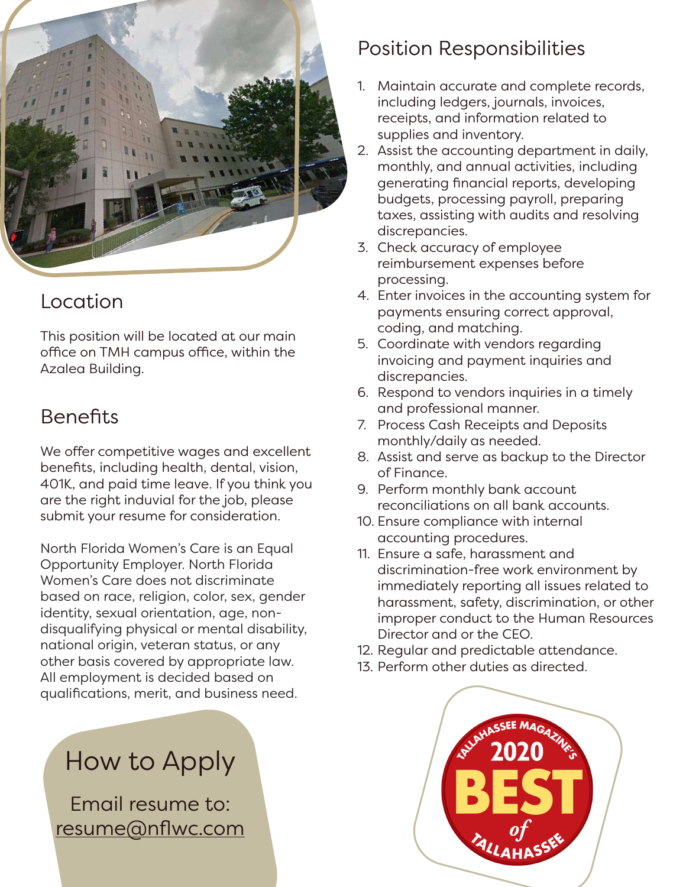## Location

This position will be located at our main office on TMH campus office, within the Azalea Building.

## Benefits

We offer competitive wages and excellent benefits, including health, dental, vision, 401K, and paid time leave. If you think you are the right induvial for the job, please submit your resume for consideration.

North Florida Women's Care is an Equal Opportunity Employer. North Florida Women's Care does not discriminate based on race, religion, color, sex, gender identity, sexual orientation, age, non-disqualifying physical or mental disability, national origin, veteran status, or any other basis covered by appropriate law. All employment is decided based on qualifications, merit, and business need.

## How to Apply

Email resume to:
resume@nflwc.com

## Position Responsibilities

1. Maintain accurate and complete records, including ledgers, journals, invoices, receipts, and information related to supplies and inventory.
2. Assist the accounting department in daily, monthly, and annual activities, including generating financial reports, developing budgets, processing payroll, preparing taxes, assisting with audits and resolving discrepancies.
3. Check accuracy of employee reimbursement expenses before processing.
4. Enter invoices in the accounting system for payments ensuring correct approval, coding, and matching.
5. Coordinate with vendors regarding invoicing and payment inquiries and discrepancies.
6. Respond to vendors inquiries in a timely and professional manner.
7. Process Cash Receipts and Deposits monthly/daily as needed.
8. Assist and serve as backup to the Director of Finance.
9. Perform monthly bank account reconciliations on all bank accounts.
10. Ensure compliance with internal accounting procedures.
11. Ensure a safe, harassment and discrimination-free work environment by immediately reporting all issues related to harassment, safety, discrimination, or other improper conduct to the Human Resources Director and or the CEO.
12. Regular and predictable attendance.
13. Perform other duties as directed.

Tallahassee Magazine's 2020 BEST of Tallahassee